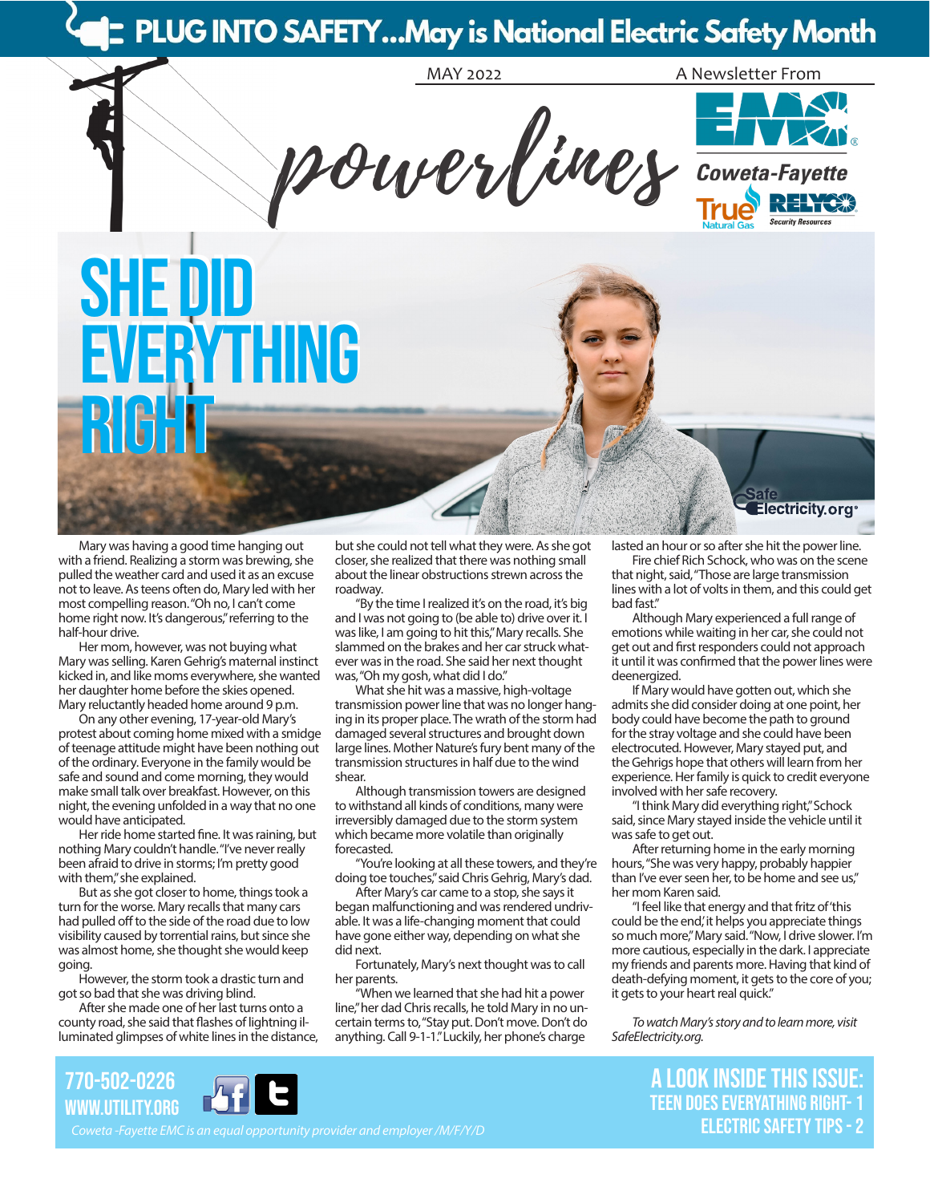# PLUG INTO SAFETY...May is National Electric Safety Month

MAY 2022

A Newsletter From

# powerlines

Coweta-Fayette EMC

True Natural Gas

RELYCO Security Resources

# SHE DID EVERYTHING RIGHT

SafeElectricity.org

Mary was having a good time hanging out with a friend. Realizing a storm was brewing, she pulled the weather card and used it as an excuse not to leave. As teens often do, Mary led with her most compelling reason. "Oh no, I can't come home right now. It's dangerous," referring to the half-hour drive.

Her mom, however, was not buying what Mary was selling. Karen Gehrig's maternal instinct kicked in, and like moms everywhere, she wanted her daughter home before the skies opened. Mary reluctantly headed home around 9 p.m.

On any other evening, 17-year-old Mary's protest about coming home mixed with a smidge of teenage attitude might have been nothing out of the ordinary. Everyone in the family would be safe and sound and come morning, they would make small talk over breakfast. However, on this night, the evening unfolded in a way that no one would have anticipated.

Her ride home started fine. It was raining, but nothing Mary couldn't handle. "I've never really been afraid to drive in storms; I'm pretty good with them," she explained.

But as she got closer to home, things took a turn for the worse. Mary recalls that many cars had pulled off to the side of the road due to low visibility caused by torrential rains, but since she was almost home, she thought she would keep going.

However, the storm took a drastic turn and got so bad that she was driving blind.

After she made one of her last turns onto a county road, she said that flashes of lightning illuminated glimpses of white lines in the distance, but she could not tell what they were. As she got closer, she realized that there was nothing small about the linear obstructions strewn across the roadway.

"By the time I realized it's on the road, it's big and I was not going to (be able to) drive over it. I was like, I am going to hit this," Mary recalls. She slammed on the brakes and her car struck whatever was in the road. She said her next thought was, "Oh my gosh, what did I do."

What she hit was a massive, high-voltage transmission power line that was no longer hanging in its proper place. The wrath of the storm had damaged several structures and brought down large lines. Mother Nature's fury bent many of the transmission structures in half due to the wind shear.

Although transmission towers are designed to withstand all kinds of conditions, many were irreversibly damaged due to the storm system which became more volatile than originally forecasted.

"You're looking at all these towers, and they're doing toe touches," said Chris Gehrig, Mary's dad.

After Mary's car came to a stop, she says it began malfunctioning and was rendered undrivable. It was a life-changing moment that could have gone either way, depending on what she did next.

Fortunately, Mary's next thought was to call her parents.

"When we learned that she had hit a power line," her dad Chris recalls, he told Mary in no uncertain terms to, "Stay put. Don't move. Don't do anything. Call 9-1-1." Luckily, her phone's charge lasted an hour or so after she hit the power line.

Fire chief Rich Schock, who was on the scene that night, said, "Those are large transmission lines with a lot of volts in them, and this could get bad fast."

Although Mary experienced a full range of emotions while waiting in her car, she could not get out and first responders could not approach it until it was confirmed that the power lines were deenergized.

If Mary would have gotten out, which she admits she did consider doing at one point, her body could have become the path to ground for the stray voltage and she could have been electrocuted. However, Mary stayed put, and the Gehrigs hope that others will learn from her experience. Her family is quick to credit everyone involved with her safe recovery.

"I think Mary did everything right," Schock said, since Mary stayed inside the vehicle until it was safe to get out.

After returning home in the early morning hours, "She was very happy, probably happier than I've ever seen her, to be home and see us," her mom Karen said.

"I feel like that energy and that fritz of 'this could be the end,' it helps you appreciate things so much more," Mary said. "Now, I drive slower. I'm more cautious, especially in the dark. I appreciate my friends and parents more. Having that kind of death-defying moment, it gets to the core of you; it gets to your heart real quick."

*To watch Mary's story and to learn more, visit SafeElectricity.org.*

770-502-0226
WWW.UTILITY.ORG

*Coweta -Fayette EMC is an equal opportunity provider and employer /M/F/Y/D*

## A LOOK INSIDE THIS ISSUE:

- TEEN DOES EVERYATHING RIGHT- 1
- ELECTRIC SAFETY TIPS - 2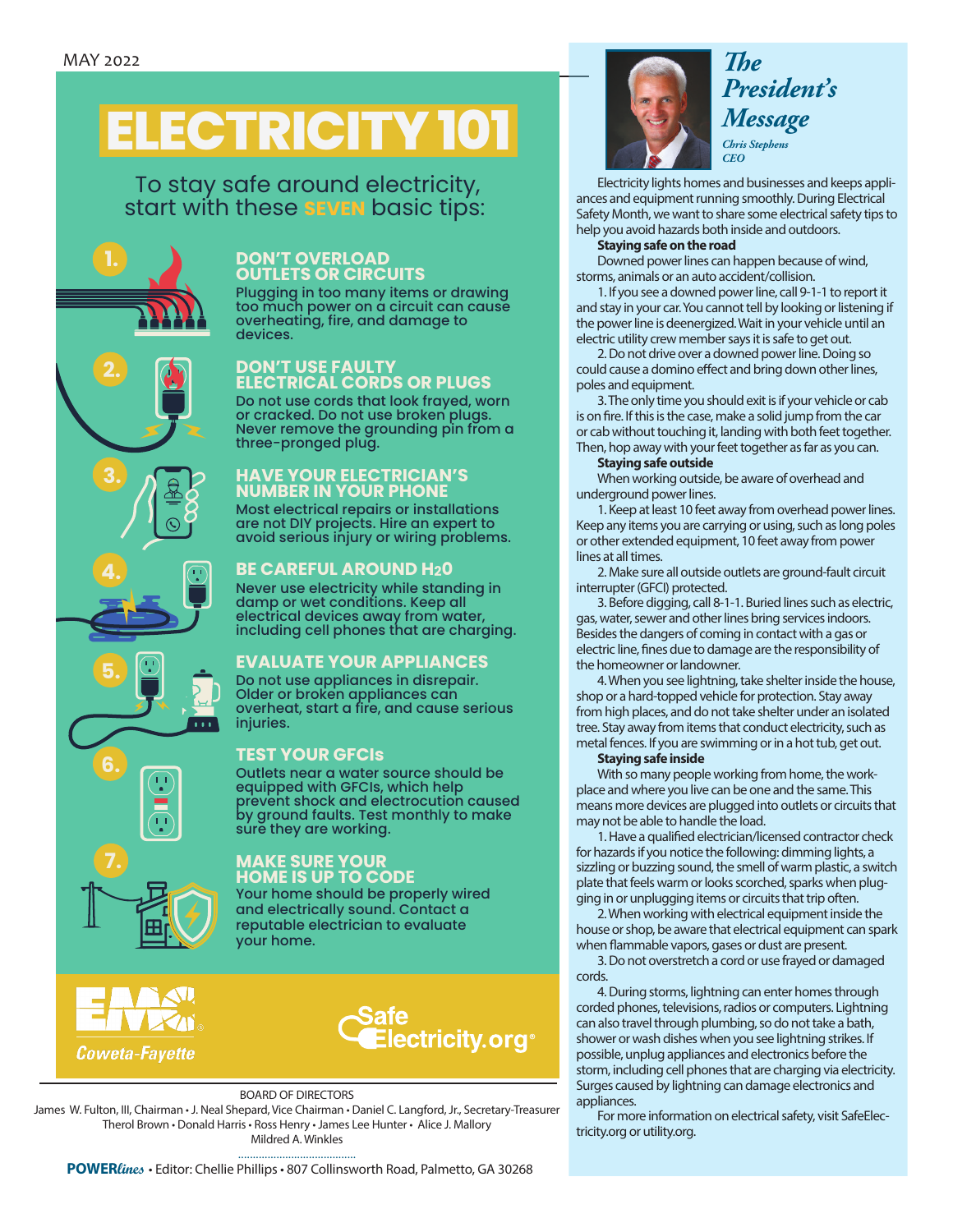MAY 2022

# ELECTRICITY 101

To stay safe around electricity, start with these SEVEN basic tips:

### 1. DON'T OVERLOAD OUTLETS OR CIRCUITS

Plugging in too many items or drawing too much power on a circuit can cause overheating, fire, and damage to devices.

### 2. DON'T USE FAULTY ELECTRICAL CORDS OR PLUGS

Do not use cords that look frayed, worn or cracked. Do not use broken plugs. Never remove the grounding pin from a three-pronged plug.

### 3. HAVE YOUR ELECTRICIAN'S NUMBER IN YOUR PHONE

Most electrical repairs or installations are not DIY projects. Hire an expert to avoid serious injury or wiring problems.

### 4. BE CAREFUL AROUND $H_2O$

Never use electricity while standing in damp or wet conditions. Keep all electrical devices away from water, including cell phones that are charging.

### 5. EVALUATE YOUR APPLIANCES

Do not use appliances in disrepair. Older or broken appliances can overheat, start a fire, and cause serious injuries.

### 6. TEST YOUR GFCIs

Outlets near a water source should be equipped with GFCIs, which help prevent shock and electrocution caused by ground faults. Test monthly to make sure they are working.

### 7. MAKE SURE YOUR HOME IS UP TO CODE

Your home should be properly wired and electrically sound. Contact a reputable electrician to evaluate your home.

EMC Coweta-Fayette

SafeElectricity.org®

BOARD OF DIRECTORS

James W. Fulton, III, Chairman • J. Neal Shepard, Vice Chairman • Daniel C. Langford, Jr., Secretary-Treasurer
Therol Brown • Donald Harris • Ross Henry • James Lee Hunter • Alice J. Mallory
Mildred A. Winkles

**POWER*lines*** • Editor: Chellie Phillips • 807 Collinsworth Road, Palmetto, GA 30268

## *The President's Message*

*Chris Stephens*
*CEO*

Electricity lights homes and businesses and keeps appliances and equipment running smoothly. During Electrical Safety Month, we want to share some electrical safety tips to help you avoid hazards both inside and outdoors.

**Staying safe on the road**

Downed power lines can happen because of wind, storms, animals or an auto accident/collision.

1. If you see a downed power line, call 9-1-1 to report it and stay in your car. You cannot tell by looking or listening if the power line is deenergized. Wait in your vehicle until an electric utility crew member says it is safe to get out.

2. Do not drive over a downed power line. Doing so could cause a domino effect and bring down other lines, poles and equipment.

3. The only time you should exit is if your vehicle or cab is on fire. If this is the case, make a solid jump from the car or cab without touching it, landing with both feet together. Then, hop away with your feet together as far as you can.

**Staying safe outside**

When working outside, be aware of overhead and underground power lines.

1. Keep at least 10 feet away from overhead power lines. Keep any items you are carrying or using, such as long poles or other extended equipment, 10 feet away from power lines at all times.

2. Make sure all outside outlets are ground-fault circuit interrupter (GFCI) protected.

3. Before digging, call 8-1-1. Buried lines such as electric, gas, water, sewer and other lines bring services indoors. Besides the dangers of coming in contact with a gas or electric line, fines due to damage are the responsibility of the homeowner or landowner.

4. When you see lightning, take shelter inside the house, shop or a hard-topped vehicle for protection. Stay away from high places, and do not take shelter under an isolated tree. Stay away from items that conduct electricity, such as metal fences. If you are swimming or in a hot tub, get out.

**Staying safe inside**

With so many people working from home, the workplace and where you live can be one and the same. This means more devices are plugged into outlets or circuits that may not be able to handle the load.

1. Have a qualified electrician/licensed contractor check for hazards if you notice the following: dimming lights, a sizzling or buzzing sound, the smell of warm plastic, a switch plate that feels warm or looks scorched, sparks when plugging in or unplugging items or circuits that trip often.

2. When working with electrical equipment inside the house or shop, be aware that electrical equipment can spark when flammable vapors, gases or dust are present.

3. Do not overstretch a cord or use frayed or damaged cords.

4. During storms, lightning can enter homes through corded phones, televisions, radios or computers. Lightning can also travel through plumbing, so do not take a bath, shower or wash dishes when you see lightning strikes. If possible, unplug appliances and electronics before the storm, including cell phones that are charging via electricity. Surges caused by lightning can damage electronics and appliances.

For more information on electrical safety, visit SafeElectricity.org or utility.org.